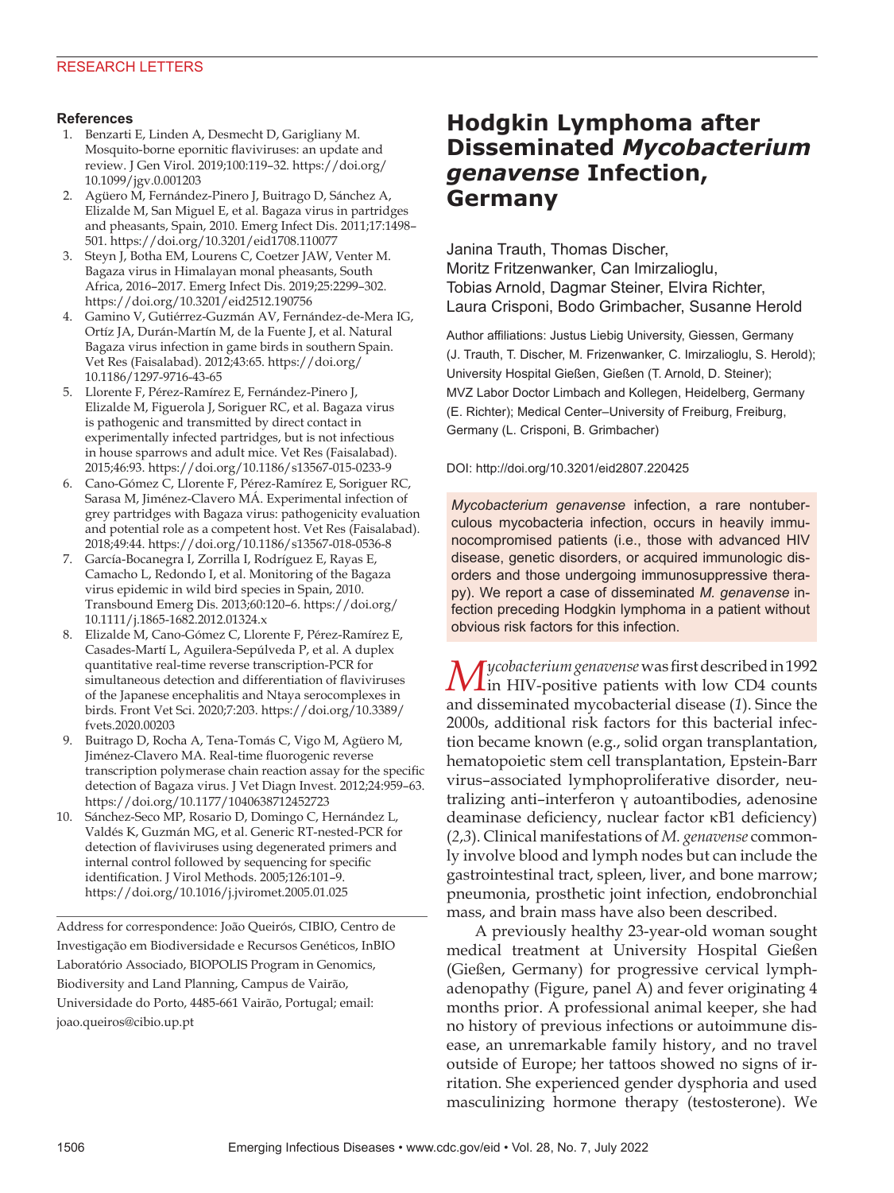## References

1. Benzarti E, Linden A, Desmecht D, Garigliany M. Mosquito-borne epornitic flaviviruses: an update and review. J Gen Virol. 2019;100:119–32. https://doi.org/10.1099/jgv.0.001203
2. Agüero M, Fernández-Pinero J, Buitrago D, Sánchez A, Elizalde M, San Miguel E, et al. Bagaza virus in partridges and pheasants, Spain, 2010. Emerg Infect Dis. 2011;17:1498–501. https://doi.org/10.3201/eid1708.110077
3. Steyn J, Botha EM, Lourens C, Coetzer JAW, Venter M. Bagaza virus in Himalayan monal pheasants, South Africa, 2016–2017. Emerg Infect Dis. 2019;25:2299–302. https://doi.org/10.3201/eid2512.190756
4. Gamino V, Gutiérrez-Guzmán AV, Fernández-de-Mera IG, Ortíz JA, Durán-Martín M, de la Fuente J, et al. Natural Bagaza virus infection in game birds in southern Spain. Vet Res (Faisalabad). 2012;43:65. https://doi.org/10.1186/1297-9716-43-65
5. Llorente F, Pérez-Ramírez E, Fernández-Pinero J, Elizalde M, Figuerola J, Soriguer RC, et al. Bagaza virus is pathogenic and transmitted by direct contact in experimentally infected partridges, but is not infectious in house sparrows and adult mice. Vet Res (Faisalabad). 2015;46:93. https://doi.org/10.1186/s13567-015-0233-9
6. Cano-Gómez C, Llorente F, Pérez-Ramírez E, Soriguer RC, Sarasa M, Jiménez-Clavero MÁ. Experimental infection of grey partridges with Bagaza virus: pathogenicity evaluation and potential role as a competent host. Vet Res (Faisalabad). 2018;49:44. https://doi.org/10.1186/s13567-018-0536-8
7. García-Bocanegra I, Zorrilla I, Rodríguez E, Rayas E, Camacho L, Redondo I, et al. Monitoring of the Bagaza virus epidemic in wild bird species in Spain, 2010. Transbound Emerg Dis. 2013;60:120–6. https://doi.org/10.1111/j.1865-1682.2012.01324.x
8. Elizalde M, Cano-Gómez C, Llorente F, Pérez-Ramírez E, Casades-Martí L, Aguilera-Sepúlveda P, et al. A duplex quantitative real-time reverse transcription-PCR for simultaneous detection and differentiation of flaviviruses of the Japanese encephalitis and Ntaya serocomplexes in birds. Front Vet Sci. 2020;7:203. https://doi.org/10.3389/fvets.2020.00203
9. Buitrago D, Rocha A, Tena-Tomás C, Vigo M, Agüero M, Jiménez-Clavero MA. Real-time fluorogenic reverse transcription polymerase chain reaction assay for the specific detection of Bagaza virus. J Vet Diagn Invest. 2012;24:959–63. https://doi.org/10.1177/1040638712452723
10. Sánchez-Seco MP, Rosario D, Domingo C, Hernández L, Valdés K, Guzmán MG, et al. Generic RT-nested-PCR for detection of flaviviruses using degenerated primers and internal control followed by sequencing for specific identification. J Virol Methods. 2005;126:101–9. https://doi.org/10.1016/j.jviromet.2005.01.025

Address for correspondence: João Queirós, CIBIO, Centro de Investigação em Biodiversidade e Recursos Genéticos, InBIO Laboratório Associado, BIOPOLIS Program in Genomics, Biodiversity and Land Planning, Campus de Vairão, Universidade do Porto, 4485-661 Vairão, Portugal; email: joao.queiros@cibio.up.pt

# Hodgkin Lymphoma after Disseminated *Mycobacterium genavense* Infection, Germany

Janina Trauth, Thomas Discher, Moritz Fritzenwanker, Can Imirzalioglu, Tobias Arnold, Dagmar Steiner, Elvira Richter, Laura Crisponi, Bodo Grimbacher, Susanne Herold

Author affiliations: Justus Liebig University, Giessen, Germany (J. Trauth, T. Discher, M. Frizenwanker, C. Imirzalioglu, S. Herold); University Hospital Gießen, Gießen (T. Arnold, D. Steiner); MVZ Labor Doctor Limbach and Kollegen, Heidelberg, Germany (E. Richter); Medical Center–University of Freiburg, Freiburg, Germany (L. Crisponi, B. Grimbacher)

DOI: http://doi.org/10.3201/eid2807.220425

*Mycobacterium genavense* infection, a rare nontuberculous mycobacteria infection, occurs in heavily immunocompromised patients (i.e., those with advanced HIV disease, genetic disorders, or acquired immunologic disorders and those undergoing immunosuppressive therapy). We report a case of disseminated *M. genavense* infection preceding Hodgkin lymphoma in a patient without obvious risk factors for this infection.

*Mycobacterium genavense* was first described in 1992 in HIV-positive patients with low CD4 counts and disseminated mycobacterial disease (*1*). Since the 2000s, additional risk factors for this bacterial infection became known (e.g., solid organ transplantation, hematopoietic stem cell transplantation, Epstein-Barr virus–associated lymphoproliferative disorder, neutralizing anti–interferon γ autoantibodies, adenosine deaminase deficiency, nuclear factor κB1 deficiency) (*2*,*3*). Clinical manifestations of *M. genavense* commonly involve blood and lymph nodes but can include the gastrointestinal tract, spleen, liver, and bone marrow; pneumonia, prosthetic joint infection, endobronchial mass, and brain mass have also been described.

A previously healthy 23-year-old woman sought medical treatment at University Hospital Gießen (Gießen, Germany) for progressive cervical lymphadenopathy (Figure, panel A) and fever originating 4 months prior. A professional animal keeper, she had no history of previous infections or autoimmune disease, an unremarkable family history, and no travel outside of Europe; her tattoos showed no signs of irritation. She experienced gender dysphoria and used masculinizing hormone therapy (testosterone). We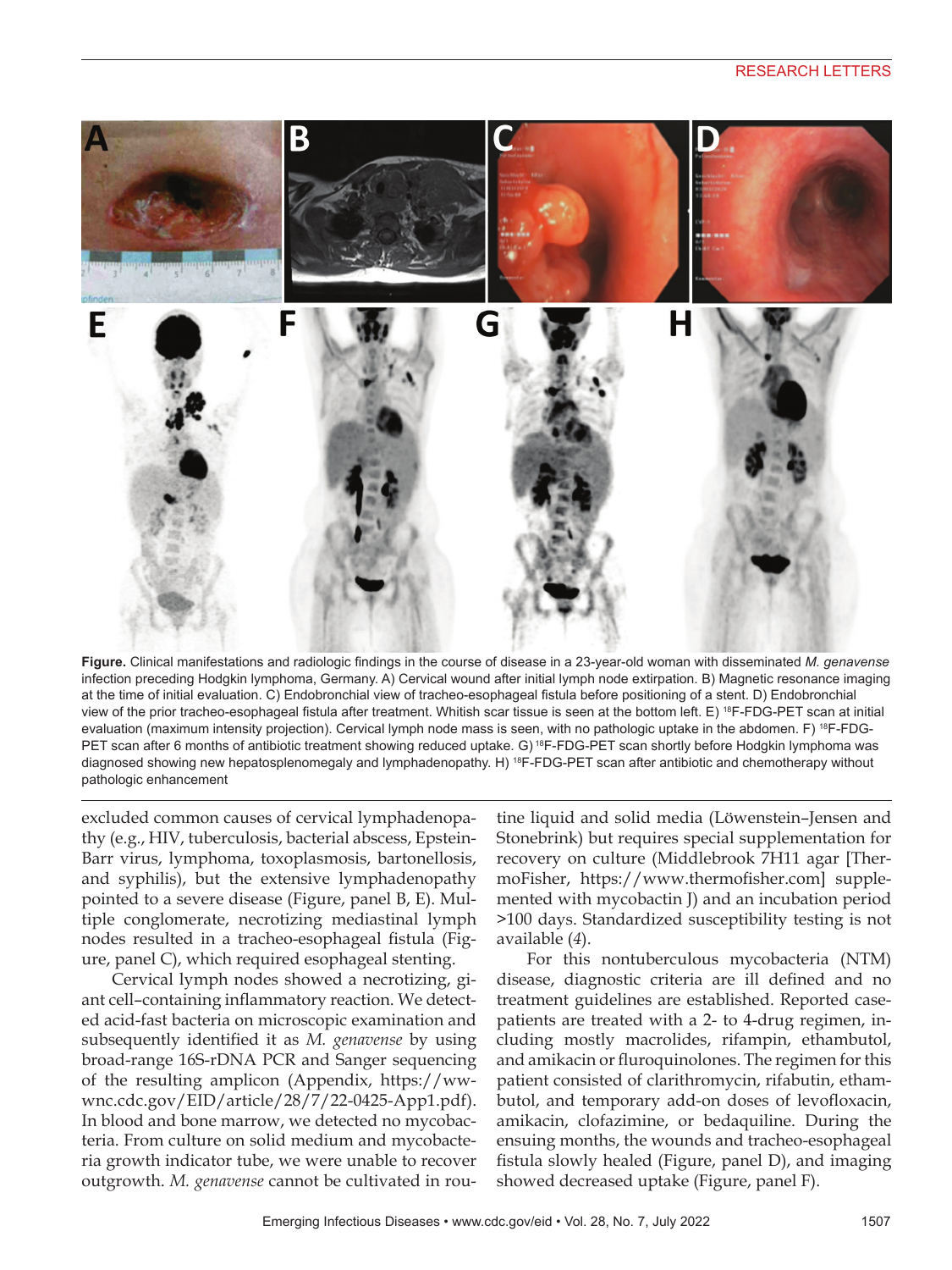**Figure.** Clinical manifestations and radiologic findings in the course of disease in a 23-year-old woman with disseminated *M. genavense* infection preceding Hodgkin lymphoma, Germany. A) Cervical wound after initial lymph node extirpation. B) Magnetic resonance imaging at the time of initial evaluation. C) Endobronchial view of tracheo-esophageal fistula before positioning of a stent. D) Endobronchial view of the prior tracheo-esophageal fistula after treatment. Whitish scar tissue is seen at the bottom left. E) $^{18}$F-FDG-PET scan at initial evaluation (maximum intensity projection). Cervical lymph node mass is seen, with no pathologic uptake in the abdomen. F) $^{18}$F-FDG-PET scan after 6 months of antibiotic treatment showing reduced uptake. G) $^{18}$F-FDG-PET scan shortly before Hodgkin lymphoma was diagnosed showing new hepatosplenomegaly and lymphadenopathy. H) $^{18}$F-FDG-PET scan after antibiotic and chemotherapy without pathologic enhancement

excluded common causes of cervical lymphadenopathy (e.g., HIV, tuberculosis, bacterial abscess, Epstein-Barr virus, lymphoma, toxoplasmosis, bartonellosis, and syphilis), but the extensive lymphadenopathy pointed to a severe disease (Figure, panel B, E). Multiple conglomerate, necrotizing mediastinal lymph nodes resulted in a tracheo-esophageal fistula (Figure, panel C), which required esophageal stenting.

Cervical lymph nodes showed a necrotizing, giant cell–containing inflammatory reaction. We detected acid-fast bacteria on microscopic examination and subsequently identified it as *M. genavense* by using broad-range 16S-rDNA PCR and Sanger sequencing of the resulting amplicon (Appendix, https://wwwnc.cdc.gov/EID/article/28/7/22-0425-App1.pdf). In blood and bone marrow, we detected no mycobacteria. From culture on solid medium and mycobacteria growth indicator tube, we were unable to recover outgrowth. *M. genavense* cannot be cultivated in routine liquid and solid media (Löwenstein–Jensen and Stonebrink) but requires special supplementation for recovery on culture (Middlebrook 7H11 agar [ThermoFisher, https://www.thermofisher.com] supplemented with mycobactin J) and an incubation period >100 days. Standardized susceptibility testing is not available (*4*).

For this nontuberculous mycobacteria (NTM) disease, diagnostic criteria are ill defined and no treatment guidelines are established. Reported case-patients are treated with a 2- to 4-drug regimen, including mostly macrolides, rifampin, ethambutol, and amikacin or fluroquinolones. The regimen for this patient consisted of clarithromycin, rifabutin, ethambutol, and temporary add-on doses of levofloxacin, amikacin, clofazimine, or bedaquiline. During the ensuing months, the wounds and tracheo-esophageal fistula slowly healed (Figure, panel D), and imaging showed decreased uptake (Figure, panel F).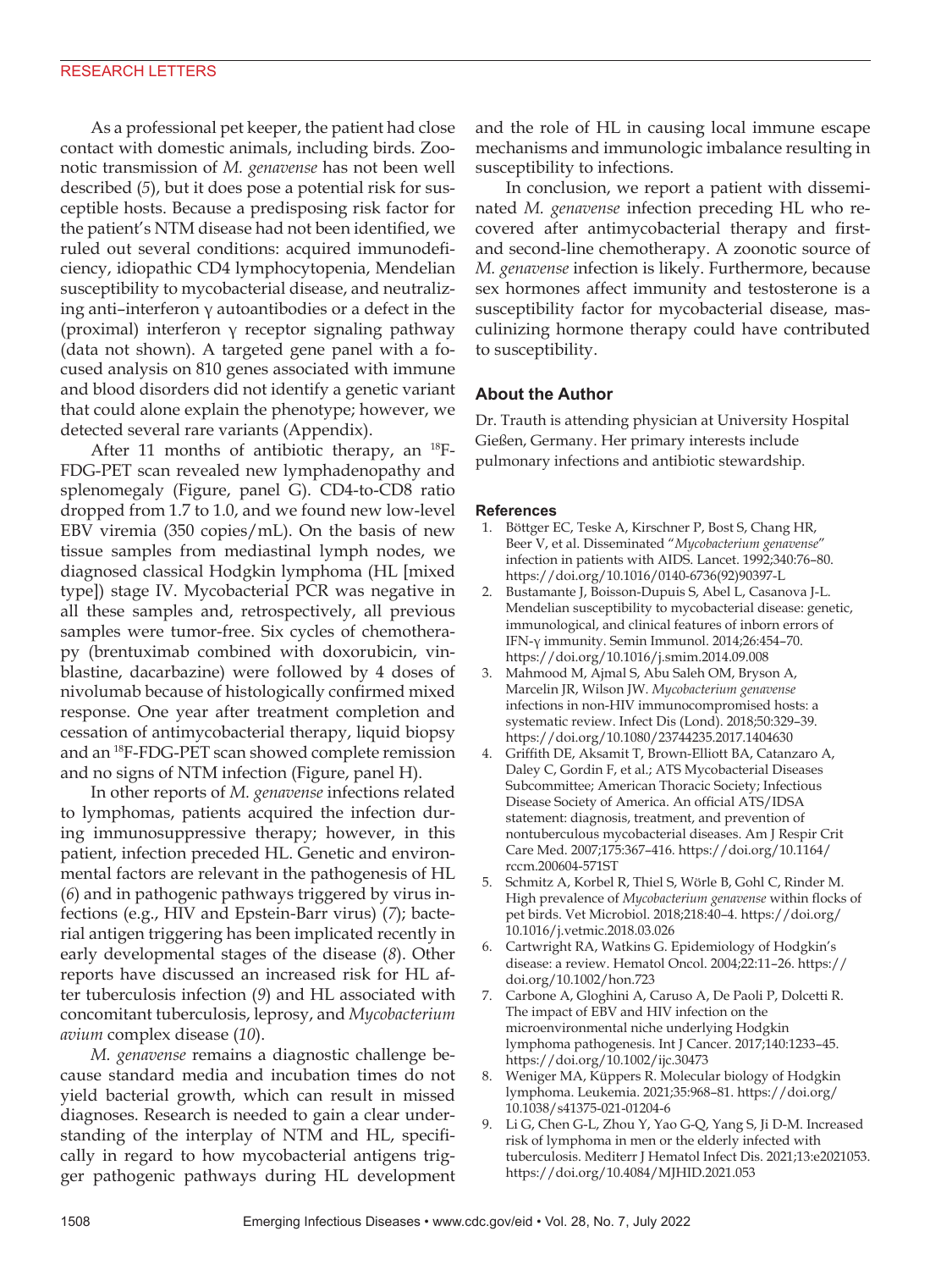As a professional pet keeper, the patient had close contact with domestic animals, including birds. Zoonotic transmission of *M. genavense* has not been well described (*5*), but it does pose a potential risk for susceptible hosts. Because a predisposing risk factor for the patient's NTM disease had not been identified, we ruled out several conditions: acquired immunodeficiency, idiopathic CD4 lymphocytopenia, Mendelian susceptibility to mycobacterial disease, and neutralizing anti–interferon γ autoantibodies or a defect in the (proximal) interferon γ receptor signaling pathway (data not shown). A targeted gene panel with a focused analysis on 810 genes associated with immune and blood disorders did not identify a genetic variant that could alone explain the phenotype; however, we detected several rare variants (Appendix).

After 11 months of antibiotic therapy, an $^{18}$F-FDG-PET scan revealed new lymphadenopathy and splenomegaly (Figure, panel G). CD4-to-CD8 ratio dropped from 1.7 to 1.0, and we found new low-level EBV viremia (350 copies/mL). On the basis of new tissue samples from mediastinal lymph nodes, we diagnosed classical Hodgkin lymphoma (HL [mixed type]) stage IV. Mycobacterial PCR was negative in all these samples and, retrospectively, all previous samples were tumor-free. Six cycles of chemotherapy (brentuximab combined with doxorubicin, vinblastine, dacarbazine) were followed by 4 doses of nivolumab because of histologically confirmed mixed response. One year after treatment completion and cessation of antimycobacterial therapy, liquid biopsy and an $^{18}$F-FDG-PET scan showed complete remission and no signs of NTM infection (Figure, panel H).

In other reports of *M. genavense* infections related to lymphomas, patients acquired the infection during immunosuppressive therapy; however, in this patient, infection preceded HL. Genetic and environmental factors are relevant in the pathogenesis of HL (*6*) and in pathogenic pathways triggered by virus infections (e.g., HIV and Epstein-Barr virus) (*7*); bacterial antigen triggering has been implicated recently in early developmental stages of the disease (*8*). Other reports have discussed an increased risk for HL after tuberculosis infection (*9*) and HL associated with concomitant tuberculosis, leprosy, and *Mycobacterium avium* complex disease (*10*).

*M. genavense* remains a diagnostic challenge because standard media and incubation times do not yield bacterial growth, which can result in missed diagnoses. Research is needed to gain a clear understanding of the interplay of NTM and HL, specifically in regard to how mycobacterial antigens trigger pathogenic pathways during HL development and the role of HL in causing local immune escape mechanisms and immunologic imbalance resulting in susceptibility to infections.

In conclusion, we report a patient with disseminated *M. genavense* infection preceding HL who recovered after antimycobacterial therapy and first- and second-line chemotherapy. A zoonotic source of *M. genavense* infection is likely. Furthermore, because sex hormones affect immunity and testosterone is a susceptibility factor for mycobacterial disease, masculinizing hormone therapy could have contributed to susceptibility.

## About the Author

Dr. Trauth is attending physician at University Hospital Gießen, Germany. Her primary interests include pulmonary infections and antibiotic stewardship.

## References

1. Böttger EC, Teske A, Kirschner P, Bost S, Chang HR, Beer V, et al. Disseminated "*Mycobacterium genavense*" infection in patients with AIDS. Lancet. 1992;340:76–80. https://doi.org/10.1016/0140-6736(92)90397-L
2. Bustamante J, Boisson-Dupuis S, Abel L, Casanova J-L. Mendelian susceptibility to mycobacterial disease: genetic, immunological, and clinical features of inborn errors of IFN-γ immunity. Semin Immunol. 2014;26:454–70. https://doi.org/10.1016/j.smim.2014.09.008
3. Mahmood M, Ajmal S, Abu Saleh OM, Bryson A, Marcelin JR, Wilson JW. *Mycobacterium genavense* infections in non-HIV immunocompromised hosts: a systematic review. Infect Dis (Lond). 2018;50:329–39. https://doi.org/10.1080/23744235.2017.1404630
4. Griffith DE, Aksamit T, Brown-Elliott BA, Catanzaro A, Daley C, Gordin F, et al.; ATS Mycobacterial Diseases Subcommittee; American Thoracic Society; Infectious Disease Society of America. An official ATS/IDSA statement: diagnosis, treatment, and prevention of nontuberculous mycobacterial diseases. Am J Respir Crit Care Med. 2007;175:367–416. https://doi.org/10.1164/rccm.200604-571ST
5. Schmitz A, Korbel R, Thiel S, Wörle B, Gohl C, Rinder M. High prevalence of *Mycobacterium genavense* within flocks of pet birds. Vet Microbiol. 2018;218:40–4. https://doi.org/10.1016/j.vetmic.2018.03.026
6. Cartwright RA, Watkins G. Epidemiology of Hodgkin's disease: a review. Hematol Oncol. 2004;22:11–26. https://doi.org/10.1002/hon.723
7. Carbone A, Gloghini A, Caruso A, De Paoli P, Dolcetti R. The impact of EBV and HIV infection on the microenvironmental niche underlying Hodgkin lymphoma pathogenesis. Int J Cancer. 2017;140:1233–45. https://doi.org/10.1002/ijc.30473
8. Weniger MA, Küppers R. Molecular biology of Hodgkin lymphoma. Leukemia. 2021;35:968–81. https://doi.org/10.1038/s41375-021-01204-6
9. Li G, Chen G-L, Zhou Y, Yao G-Q, Yang S, Ji D-M. Increased risk of lymphoma in men or the elderly infected with tuberculosis. Mediterr J Hematol Infect Dis. 2021;13:e2021053. https://doi.org/10.4084/MJHID.2021.053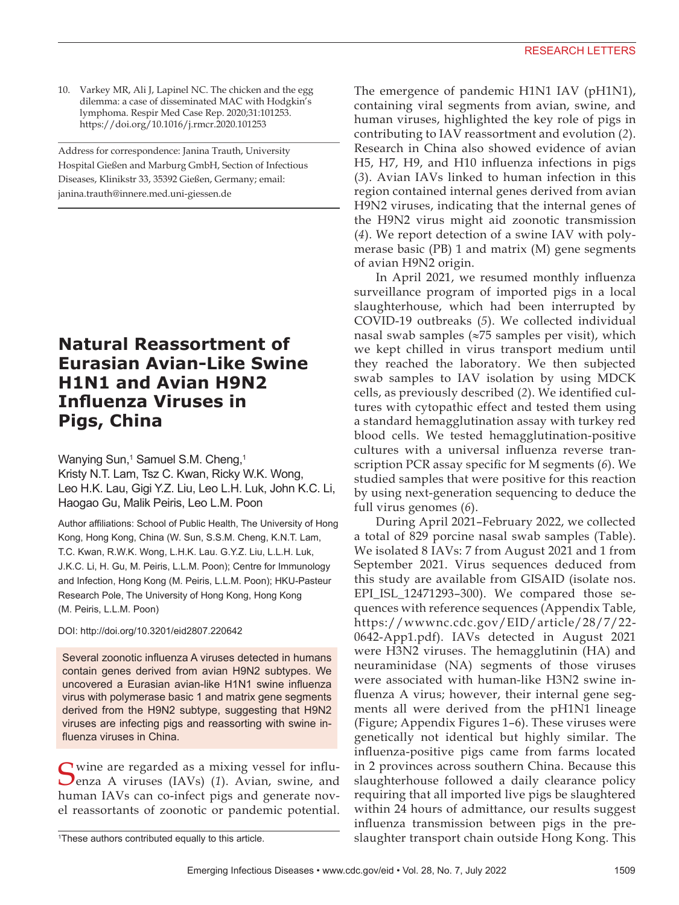10. Varkey MR, Ali J, Lapinel NC. The chicken and the egg dilemma: a case of disseminated MAC with Hodgkin's lymphoma. Respir Med Case Rep. 2020;31:101253. https://doi.org/10.1016/j.rmcr.2020.101253

Address for correspondence: Janina Trauth, University Hospital Gießen and Marburg GmbH, Section of Infectious Diseases, Klinikstr 33, 35392 Gießen, Germany; email: janina.trauth@innere.med.uni-giessen.de

# Natural Reassortment of Eurasian Avian-Like Swine H1N1 and Avian H9N2 Influenza Viruses in Pigs, China

Wanying Sun,[1] Samuel S.M. Cheng,[1] Kristy N.T. Lam, Tsz C. Kwan, Ricky W.K. Wong, Leo H.K. Lau, Gigi Y.Z. Liu, Leo L.H. Luk, John K.C. Li, Haogao Gu, Malik Peiris, Leo L.M. Poon

Author affiliations: School of Public Health, The University of Hong Kong, Hong Kong, China (W. Sun, S.S.M. Cheng, K.N.T. Lam, T.C. Kwan, R.W.K. Wong, L.H.K. Lau. G.Y.Z. Liu, L.L.H. Luk, J.K.C. Li, H. Gu, M. Peiris, L.L.M. Poon); Centre for Immunology and Infection, Hong Kong (M. Peiris, L.L.M. Poon); HKU-Pasteur Research Pole, The University of Hong Kong, Hong Kong (M. Peiris, L.L.M. Poon)

DOI: http://doi.org/10.3201/eid2807.220642

Several zoonotic influenza A viruses detected in humans contain genes derived from avian H9N2 subtypes. We uncovered a Eurasian avian-like H1N1 swine influenza virus with polymerase basic 1 and matrix gene segments derived from the H9N2 subtype, suggesting that H9N2 viruses are infecting pigs and reassorting with swine influenza viruses in China.

Swine are regarded as a mixing vessel for influenza A viruses (IAVs) (*1*). Avian, swine, and human IAVs can co-infect pigs and generate novel reassortants of zoonotic or pandemic potential. The emergence of pandemic H1N1 IAV (pH1N1), containing viral segments from avian, swine, and human viruses, highlighted the key role of pigs in contributing to IAV reassortment and evolution (*2*). Research in China also showed evidence of avian H5, H7, H9, and H10 influenza infections in pigs (*3*). Avian IAVs linked to human infection in this region contained internal genes derived from avian H9N2 viruses, indicating that the internal genes of the H9N2 virus might aid zoonotic transmission (*4*). We report detection of a swine IAV with polymerase basic (PB) 1 and matrix (M) gene segments of avian H9N2 origin.

In April 2021, we resumed monthly influenza surveillance program of imported pigs in a local slaughterhouse, which had been interrupted by COVID-19 outbreaks (*5*). We collected individual nasal swab samples (≈75 samples per visit), which we kept chilled in virus transport medium until they reached the laboratory. We then subjected swab samples to IAV isolation by using MDCK cells, as previously described (*2*). We identified cultures with cytopathic effect and tested them using a standard hemagglutination assay with turkey red blood cells. We tested hemagglutination-positive cultures with a universal influenza reverse transcription PCR assay specific for M segments (*6*). We studied samples that were positive for this reaction by using next-generation sequencing to deduce the full virus genomes (*6*).

During April 2021–February 2022, we collected a total of 829 porcine nasal swab samples (Table). We isolated 8 IAVs: 7 from August 2021 and 1 from September 2021. Virus sequences deduced from this study are available from GISAID (isolate nos. EPI_ISL_12471293–300). We compared those sequences with reference sequences (Appendix Table, https://wwwnc.cdc.gov/EID/article/28/7/22-0642-App1.pdf). IAVs detected in August 2021 were H3N2 viruses. The hemagglutinin (HA) and neuraminidase (NA) segments of those viruses were associated with human-like H3N2 swine influenza A virus; however, their internal gene segments all were derived from the pH1N1 lineage (Figure; Appendix Figures 1–6). These viruses were genetically not identical but highly similar. The influenza-positive pigs came from farms located in 2 provinces across southern China. Because this slaughterhouse followed a daily clearance policy requiring that all imported live pigs be slaughtered within 24 hours of admittance, our results suggest influenza transmission between pigs in the pre-slaughter transport chain outside Hong Kong. This

[1]These authors contributed equally to this article.